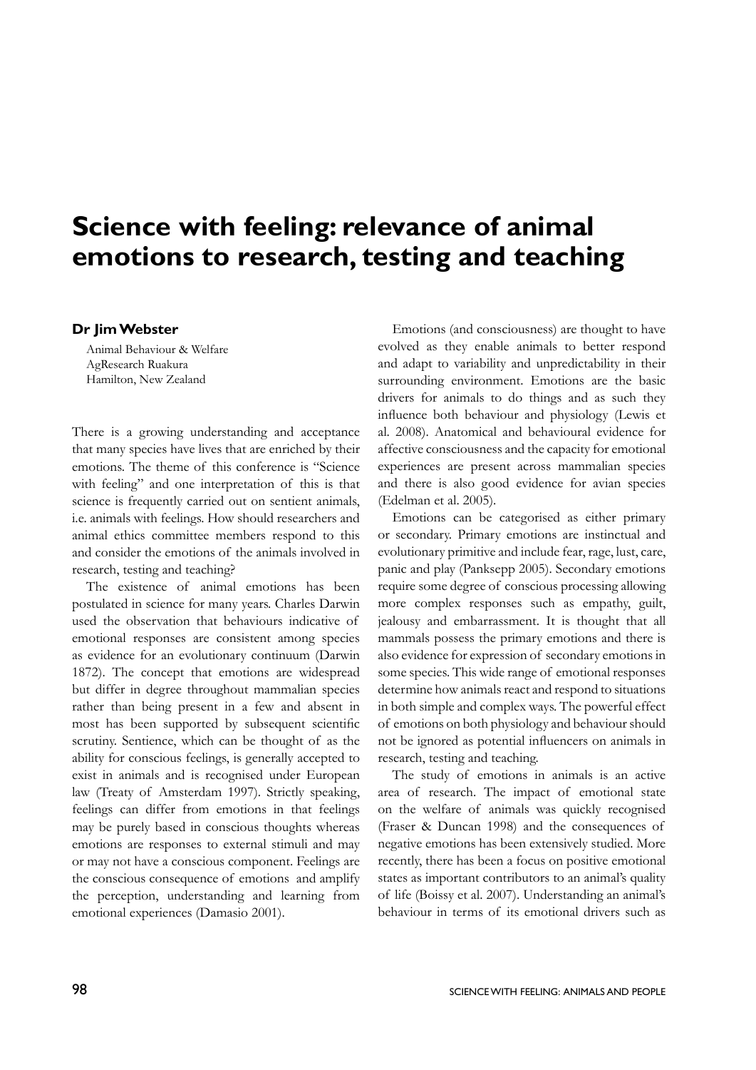# Science with feeling: relevance of animal emotions to research, testing and teaching

**Dr Jim Webster**

Animal Behaviour & Welfare
AgResearch Ruakura
Hamilton, New Zealand

There is a growing understanding and acceptance that many species have lives that are enriched by their emotions. The theme of this conference is "Science with feeling" and one interpretation of this is that science is frequently carried out on sentient animals, i.e. animals with feelings. How should researchers and animal ethics committee members respond to this and consider the emotions of the animals involved in research, testing and teaching?

The existence of animal emotions has been postulated in science for many years. Charles Darwin used the observation that behaviours indicative of emotional responses are consistent among species as evidence for an evolutionary continuum (Darwin 1872). The concept that emotions are widespread but differ in degree throughout mammalian species rather than being present in a few and absent in most has been supported by subsequent scientific scrutiny. Sentience, which can be thought of as the ability for conscious feelings, is generally accepted to exist in animals and is recognised under European law (Treaty of Amsterdam 1997). Strictly speaking, feelings can differ from emotions in that feelings may be purely based in conscious thoughts whereas emotions are responses to external stimuli and may or may not have a conscious component. Feelings are the conscious consequence of emotions and amplify the perception, understanding and learning from emotional experiences (Damasio 2001).

Emotions (and consciousness) are thought to have evolved as they enable animals to better respond and adapt to variability and unpredictability in their surrounding environment. Emotions are the basic drivers for animals to do things and as such they influence both behaviour and physiology (Lewis et al. 2008). Anatomical and behavioural evidence for affective consciousness and the capacity for emotional experiences are present across mammalian species and there is also good evidence for avian species (Edelman et al. 2005).

Emotions can be categorised as either primary or secondary. Primary emotions are instinctual and evolutionary primitive and include fear, rage, lust, care, panic and play (Panksepp 2005). Secondary emotions require some degree of conscious processing allowing more complex responses such as empathy, guilt, jealousy and embarrassment. It is thought that all mammals possess the primary emotions and there is also evidence for expression of secondary emotions in some species. This wide range of emotional responses determine how animals react and respond to situations in both simple and complex ways. The powerful effect of emotions on both physiology and behaviour should not be ignored as potential influencers on animals in research, testing and teaching.

The study of emotions in animals is an active area of research. The impact of emotional state on the welfare of animals was quickly recognised (Fraser & Duncan 1998) and the consequences of negative emotions has been extensively studied. More recently, there has been a focus on positive emotional states as important contributors to an animal's quality of life (Boissy et al. 2007). Understanding an animal's behaviour in terms of its emotional drivers such as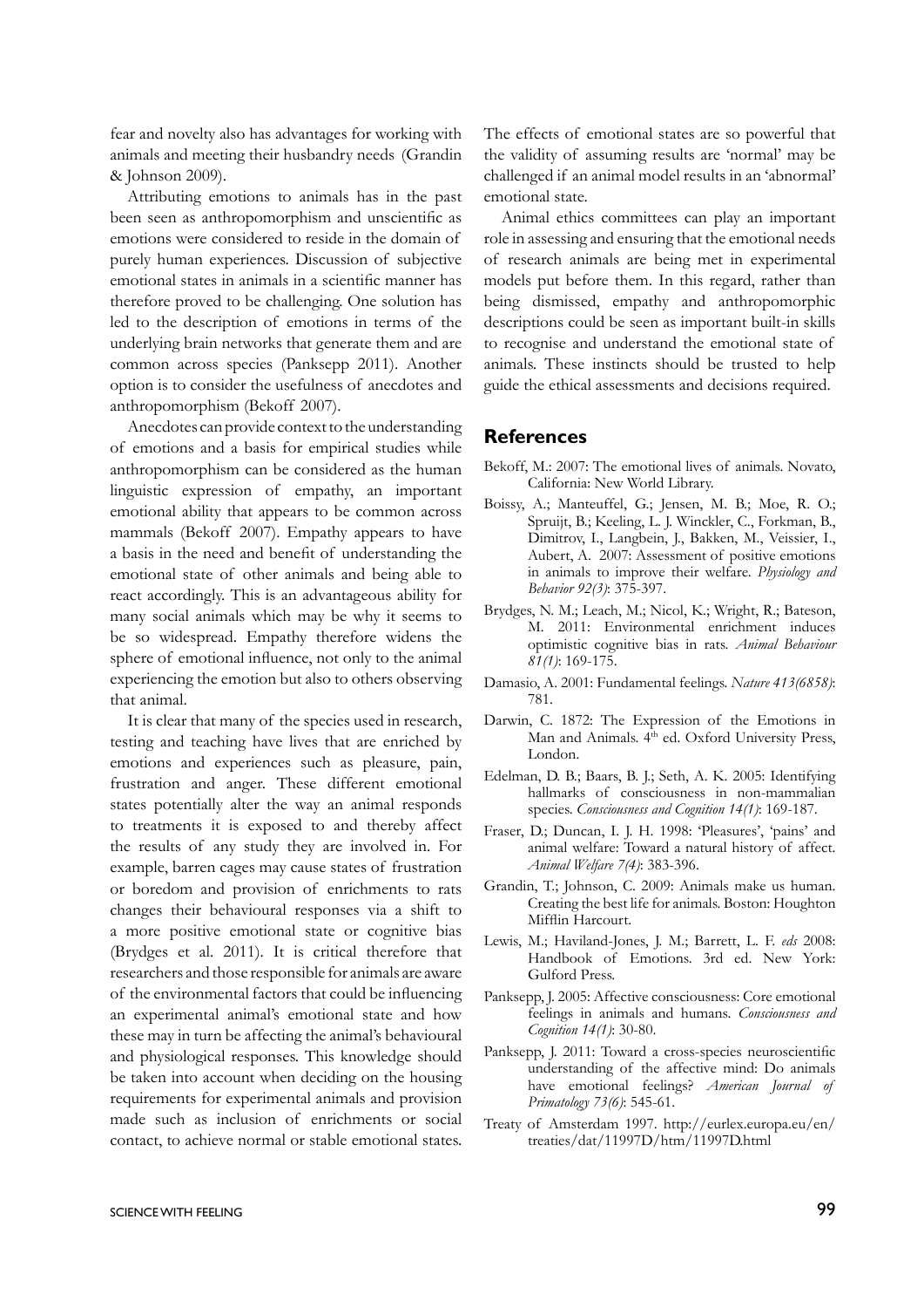fear and novelty also has advantages for working with animals and meeting their husbandry needs (Grandin & Johnson 2009).

Attributing emotions to animals has in the past been seen as anthropomorphism and unscientific as emotions were considered to reside in the domain of purely human experiences. Discussion of subjective emotional states in animals in a scientific manner has therefore proved to be challenging. One solution has led to the description of emotions in terms of the underlying brain networks that generate them and are common across species (Panksepp 2011). Another option is to consider the usefulness of anecdotes and anthropomorphism (Bekoff 2007).

Anecdotes can provide context to the understanding of emotions and a basis for empirical studies while anthropomorphism can be considered as the human linguistic expression of empathy, an important emotional ability that appears to be common across mammals (Bekoff 2007). Empathy appears to have a basis in the need and benefit of understanding the emotional state of other animals and being able to react accordingly. This is an advantageous ability for many social animals which may be why it seems to be so widespread. Empathy therefore widens the sphere of emotional influence, not only to the animal experiencing the emotion but also to others observing that animal.

It is clear that many of the species used in research, testing and teaching have lives that are enriched by emotions and experiences such as pleasure, pain, frustration and anger. These different emotional states potentially alter the way an animal responds to treatments it is exposed to and thereby affect the results of any study they are involved in. For example, barren cages may cause states of frustration or boredom and provision of enrichments to rats changes their behavioural responses via a shift to a more positive emotional state or cognitive bias (Brydges et al. 2011). It is critical therefore that researchers and those responsible for animals are aware of the environmental factors that could be influencing an experimental animal's emotional state and how these may in turn be affecting the animal's behavioural and physiological responses. This knowledge should be taken into account when deciding on the housing requirements for experimental animals and provision made such as inclusion of enrichments or social contact, to achieve normal or stable emotional states. The effects of emotional states are so powerful that the validity of assuming results are 'normal' may be challenged if an animal model results in an 'abnormal' emotional state.

Animal ethics committees can play an important role in assessing and ensuring that the emotional needs of research animals are being met in experimental models put before them. In this regard, rather than being dismissed, empathy and anthropomorphic descriptions could be seen as important built-in skills to recognise and understand the emotional state of animals. These instincts should be trusted to help guide the ethical assessments and decisions required.

## References

Bekoff, M.: 2007: The emotional lives of animals. Novato, California: New World Library.

Boissy, A.; Manteuffel, G.; Jensen, M. B.; Moe, R. O.; Spruijt, B.; Keeling, L. J. Winckler, C., Forkman, B., Dimitrov, I., Langbein, J., Bakken, M., Veissier, I., Aubert, A. 2007: Assessment of positive emotions in animals to improve their welfare. *Physiology and Behavior 92(3)*: 375-397.

Brydges, N. M.; Leach, M.; Nicol, K.; Wright, R.; Bateson, M. 2011: Environmental enrichment induces optimistic cognitive bias in rats. *Animal Behaviour 81(1)*: 169-175.

Damasio, A. 2001: Fundamental feelings. *Nature 413(6858)*: 781.

Darwin, C. 1872: The Expression of the Emotions in Man and Animals. 4th ed. Oxford University Press, London.

Edelman, D. B.; Baars, B. J.; Seth, A. K. 2005: Identifying hallmarks of consciousness in non-mammalian species. *Consciousness and Cognition 14(1)*: 169-187.

Fraser, D.; Duncan, I. J. H. 1998: 'Pleasures', 'pains' and animal welfare: Toward a natural history of affect. *Animal Welfare 7(4)*: 383-396.

Grandin, T.; Johnson, C. 2009: Animals make us human. Creating the best life for animals. Boston: Houghton Mifflin Harcourt.

Lewis, M.; Haviland-Jones, J. M.; Barrett, L. F. *eds* 2008: Handbook of Emotions. 3rd ed. New York: Gulford Press.

Panksepp, J. 2005: Affective consciousness: Core emotional feelings in animals and humans. *Consciousness and Cognition 14(1)*: 30-80.

Panksepp, J. 2011: Toward a cross-species neuroscientific understanding of the affective mind: Do animals have emotional feelings? *American Journal of Primatology 73(6)*: 545-61.

Treaty of Amsterdam 1997. http://eurlex.europa.eu/en/treaties/dat/11997D/htm/11997D.html